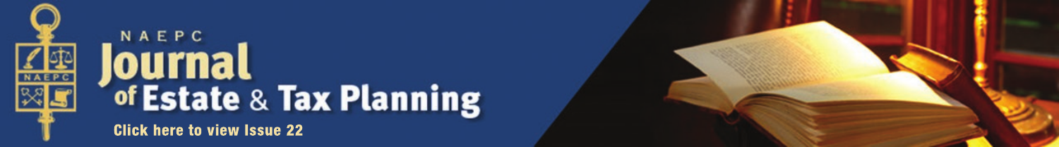NAEPC

# Journal of Estate & Tax Planning

Click here to view Issue 22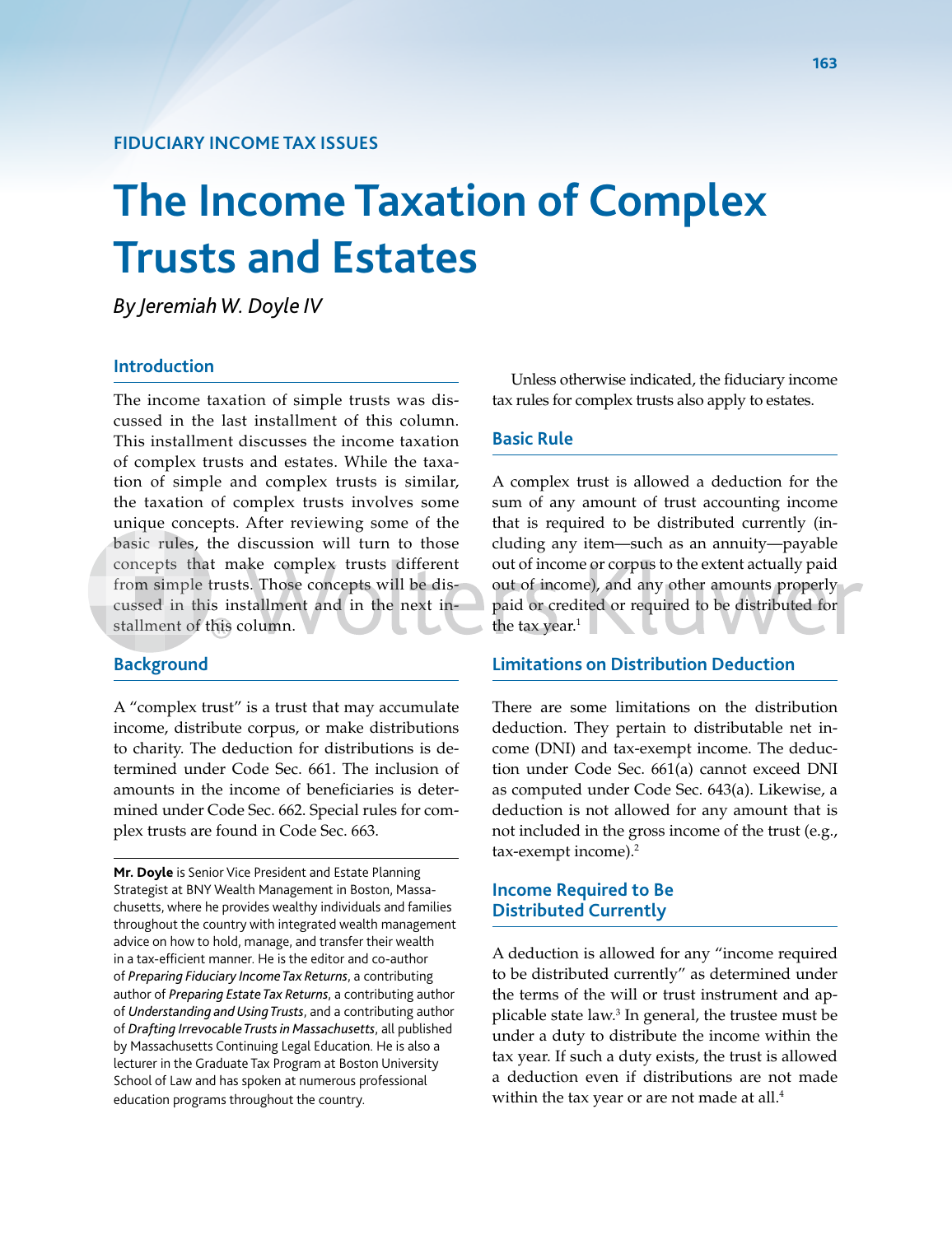FIDUCIARY INCOME TAX ISSUES

# The Income Taxation of Complex Trusts and Estates

*By Jeremiah W. Doyle IV*

## Introduction

The income taxation of simple trusts was discussed in the last installment of this column. This installment discusses the income taxation of complex trusts and estates. While the taxation of simple and complex trusts is similar, the taxation of complex trusts involves some unique concepts. After reviewing some of the basic rules, the discussion will turn to those concepts that make complex trusts different from simple trusts. Those concepts will be discussed in this installment and in the next installment of this column.

## Background

A "complex trust" is a trust that may accumulate income, distribute corpus, or make distributions to charity. The deduction for distributions is determined under Code Sec. 661. The inclusion of amounts in the income of beneficiaries is determined under Code Sec. 662. Special rules for complex trusts are found in Code Sec. 663.

**Mr. Doyle** is Senior Vice President and Estate Planning Strategist at BNY Wealth Management in Boston, Massachusetts, where he provides wealthy individuals and families throughout the country with integrated wealth management advice on how to hold, manage, and transfer their wealth in a tax-efficient manner. He is the editor and co-author of *Preparing Fiduciary Income Tax Returns*, a contributing author of *Preparing Estate Tax Returns*, a contributing author of *Understanding and Using Trusts*, and a contributing author of *Drafting Irrevocable Trusts in Massachusetts*, all published by Massachusetts Continuing Legal Education. He is also a lecturer in the Graduate Tax Program at Boston University School of Law and has spoken at numerous professional education programs throughout the country.

Unless otherwise indicated, the fiduciary income tax rules for complex trusts also apply to estates.

## Basic Rule

A complex trust is allowed a deduction for the sum of any amount of trust accounting income that is required to be distributed currently (including any item—such as an annuity—payable out of income or corpus to the extent actually paid out of income), and any other amounts properly paid or credited or required to be distributed for the tax year.[1]

## Limitations on Distribution Deduction

There are some limitations on the distribution deduction. They pertain to distributable net income (DNI) and tax-exempt income. The deduction under Code Sec. 661(a) cannot exceed DNI as computed under Code Sec. 643(a). Likewise, a deduction is not allowed for any amount that is not included in the gross income of the trust (e.g., tax-exempt income).[2]

## Income Required to Be Distributed Currently

A deduction is allowed for any "income required to be distributed currently" as determined under the terms of the will or trust instrument and applicable state law.[3] In general, the trustee must be under a duty to distribute the income within the tax year. If such a duty exists, the trust is allowed a deduction even if distributions are not made within the tax year or are not made at all.[4]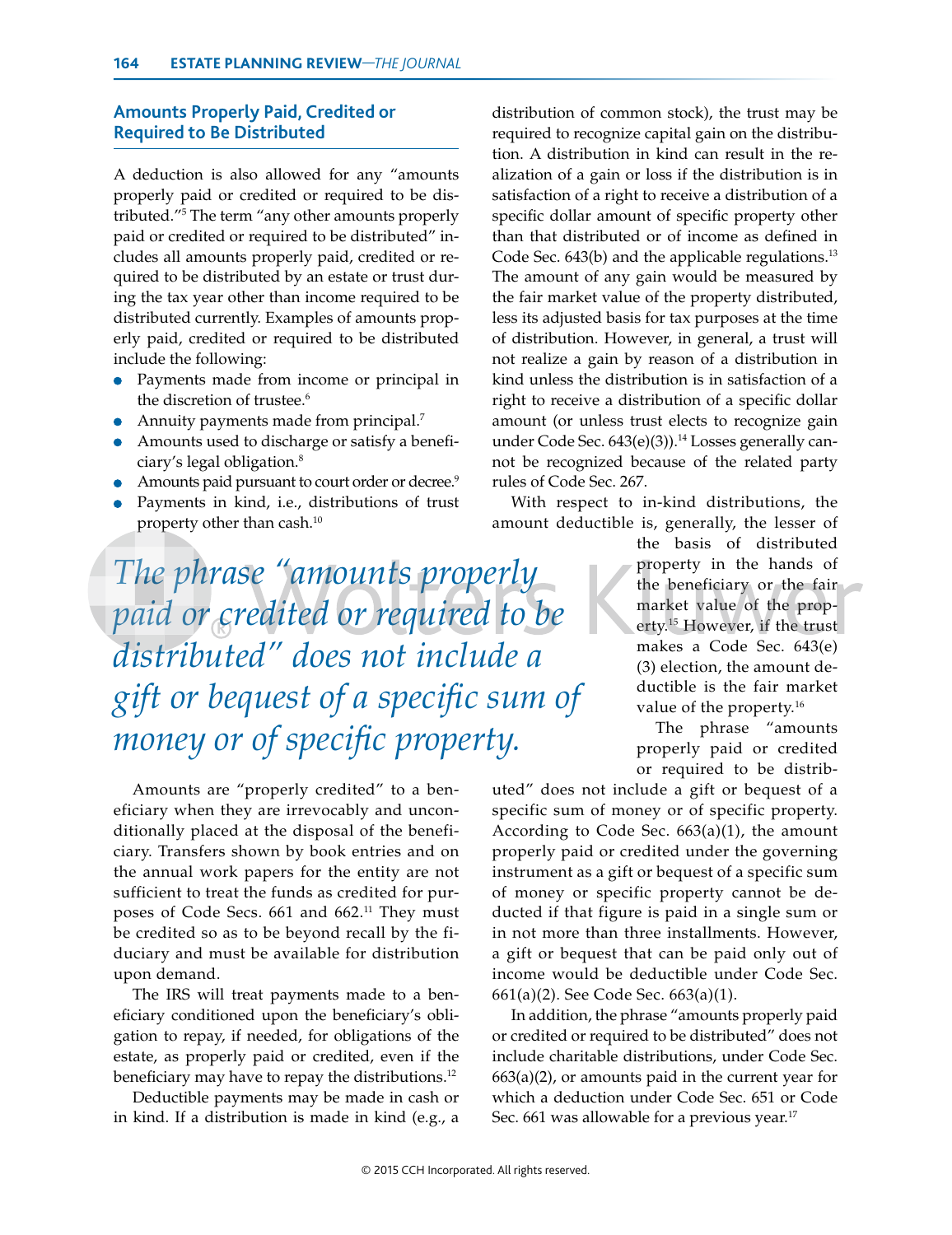## Amounts Properly Paid, Credited or Required to Be Distributed

A deduction is also allowed for any "amounts properly paid or credited or required to be distributed."[5] The term "any other amounts properly paid or credited or required to be distributed" includes all amounts properly paid, credited or required to be distributed by an estate or trust during the tax year other than income required to be distributed currently. Examples of amounts properly paid, credited or required to be distributed include the following:

- Payments made from income or principal in the discretion of trustee.[6]
- Annuity payments made from principal.[7]
- Amounts used to discharge or satisfy a beneficiary's legal obligation.[8]
- Amounts paid pursuant to court order or decree.[9]
- Payments in kind, i.e., distributions of trust property other than cash.[10]

*The phrase "amounts properly paid or credited or required to be distributed" does not include a gift or bequest of a specific sum of money or of specific property.*

Amounts are "properly credited" to a beneficiary when they are irrevocably and unconditionally placed at the disposal of the beneficiary. Transfers shown by book entries and on the annual work papers for the entity are not sufficient to treat the funds as credited for purposes of Code Secs. 661 and 662.[11] They must be credited so as to be beyond recall by the fiduciary and must be available for distribution upon demand.

The IRS will treat payments made to a beneficiary conditioned upon the beneficiary's obligation to repay, if needed, for obligations of the estate, as properly paid or credited, even if the beneficiary may have to repay the distributions.[12]

Deductible payments may be made in cash or in kind. If a distribution is made in kind (e.g., a distribution of common stock), the trust may be required to recognize capital gain on the distribution. A distribution in kind can result in the realization of a gain or loss if the distribution is in satisfaction of a right to receive a distribution of a specific dollar amount of specific property other than that distributed or of income as defined in Code Sec. 643(b) and the applicable regulations.[13] The amount of any gain would be measured by the fair market value of the property distributed, less its adjusted basis for tax purposes at the time of distribution. However, in general, a trust will not realize a gain by reason of a distribution in kind unless the distribution is in satisfaction of a right to receive a distribution of a specific dollar amount (or unless trust elects to recognize gain under Code Sec. 643(e)(3)).[14] Losses generally cannot be recognized because of the related party rules of Code Sec. 267.

With respect to in-kind distributions, the amount deductible is, generally, the lesser of the basis of distributed property in the hands of the beneficiary or the fair market value of the property.[15] However, if the trust makes a Code Sec. 643(e)(3) election, the amount deductible is the fair market value of the property.[16]

The phrase "amounts properly paid or credited or required to be distributed" does not include a gift or bequest of a specific sum of money or of specific property. According to Code Sec. 663(a)(1), the amount properly paid or credited under the governing instrument as a gift or bequest of a specific sum of money or specific property cannot be deducted if that figure is paid in a single sum or in not more than three installments. However, a gift or bequest that can be paid only out of income would be deductible under Code Sec. 661(a)(2). See Code Sec. 663(a)(1).

In addition, the phrase "amounts properly paid or credited or required to be distributed" does not include charitable distributions, under Code Sec. 663(a)(2), or amounts paid in the current year for which a deduction under Code Sec. 651 or Code Sec. 661 was allowable for a previous year.[17]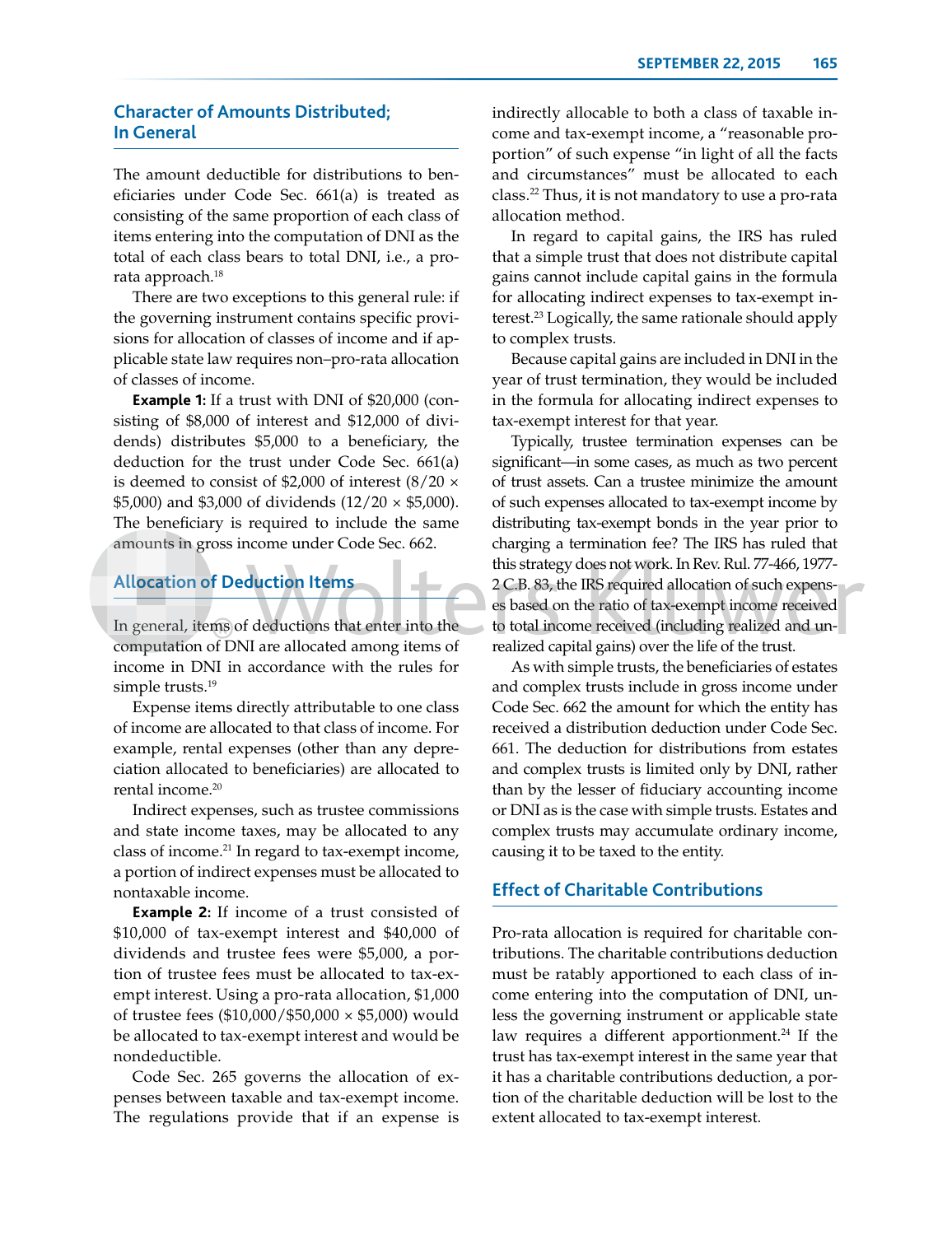## Character of Amounts Distributed; In General

The amount deductible for distributions to beneficiaries under Code Sec. 661(a) is treated as consisting of the same proportion of each class of items entering into the computation of DNI as the total of each class bears to total DNI, i.e., a pro-rata approach.[18]

There are two exceptions to this general rule: if the governing instrument contains specific provisions for allocation of classes of income and if applicable state law requires non–pro-rata allocation of classes of income.

**Example 1:** If a trust with DNI of $20,000 (consisting of $8,000 of interest and $12,000 of dividends) distributes $5,000 to a beneficiary, the deduction for the trust under Code Sec. 661(a) is deemed to consist of $2,000 of interest (8/20 × $5,000) and $3,000 of dividends (12/20 × $5,000). The beneficiary is required to include the same amounts in gross income under Code Sec. 662.

## Allocation of Deduction Items

In general, items of deductions that enter into the computation of DNI are allocated among items of income in DNI in accordance with the rules for simple trusts.[19]

Expense items directly attributable to one class of income are allocated to that class of income. For example, rental expenses (other than any depreciation allocated to beneficiaries) are allocated to rental income.[20]

Indirect expenses, such as trustee commissions and state income taxes, may be allocated to any class of income.[21] In regard to tax-exempt income, a portion of indirect expenses must be allocated to nontaxable income.

**Example 2:** If income of a trust consisted of $10,000 of tax-exempt interest and $40,000 of dividends and trustee fees were $5,000, a portion of trustee fees must be allocated to tax-exempt interest. Using a pro-rata allocation, $1,000 of trustee fees ($10,000/$50,000 × $5,000) would be allocated to tax-exempt interest and would be nondeductible.

Code Sec. 265 governs the allocation of expenses between taxable and tax-exempt income. The regulations provide that if an expense is indirectly allocable to both a class of taxable income and tax-exempt income, a "reasonable proportion" of such expense "in light of all the facts and circumstances" must be allocated to each class.[22] Thus, it is not mandatory to use a pro-rata allocation method.

In regard to capital gains, the IRS has ruled that a simple trust that does not distribute capital gains cannot include capital gains in the formula for allocating indirect expenses to tax-exempt interest.[23] Logically, the same rationale should apply to complex trusts.

Because capital gains are included in DNI in the year of trust termination, they would be included in the formula for allocating indirect expenses to tax-exempt interest for that year.

Typically, trustee termination expenses can be significant—in some cases, as much as two percent of trust assets. Can a trustee minimize the amount of such expenses allocated to tax-exempt income by distributing tax-exempt bonds in the year prior to charging a termination fee? The IRS has ruled that this strategy does not work. In Rev. Rul. 77-466, 1977-2 C.B. 83, the IRS required allocation of such expenses based on the ratio of tax-exempt income received to total income received (including realized and unrealized capital gains) over the life of the trust.

As with simple trusts, the beneficiaries of estates and complex trusts include in gross income under Code Sec. 662 the amount for which the entity has received a distribution deduction under Code Sec. 661. The deduction for distributions from estates and complex trusts is limited only by DNI, rather than by the lesser of fiduciary accounting income or DNI as is the case with simple trusts. Estates and complex trusts may accumulate ordinary income, causing it to be taxed to the entity.

## Effect of Charitable Contributions

Pro-rata allocation is required for charitable contributions. The charitable contributions deduction must be ratably apportioned to each class of income entering into the computation of DNI, unless the governing instrument or applicable state law requires a different apportionment.[24] If the trust has tax-exempt interest in the same year that it has a charitable contributions deduction, a portion of the charitable deduction will be lost to the extent allocated to tax-exempt interest.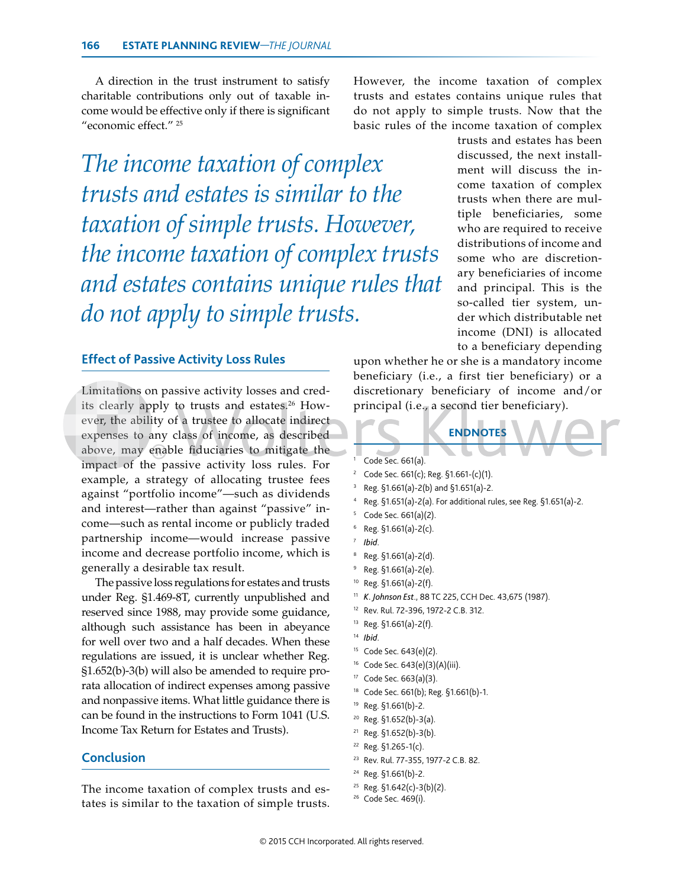A direction in the trust instrument to satisfy charitable contributions only out of taxable income would be effective only if there is significant "economic effect." [25]

*The income taxation of complex trusts and estates is similar to the taxation of simple trusts. However, the income taxation of complex trusts and estates contains unique rules that do not apply to simple trusts.*

## Effect of Passive Activity Loss Rules

Limitations on passive activity losses and credits clearly apply to trusts and estates.[26] However, the ability of a trustee to allocate indirect expenses to any class of income, as described above, may enable fiduciaries to mitigate the impact of the passive activity loss rules. For example, a strategy of allocating trustee fees against "portfolio income"—such as dividends and interest—rather than against "passive" income—such as rental income or publicly traded partnership income—would increase passive income and decrease portfolio income, which is generally a desirable tax result.

The passive loss regulations for estates and trusts under Reg. §1.469-8T, currently unpublished and reserved since 1988, may provide some guidance, although such assistance has been in abeyance for well over two and a half decades. When these regulations are issued, it is unclear whether Reg. §1.652(b)-3(b) will also be amended to require pro-rata allocation of indirect expenses among passive and nonpassive items. What little guidance there is can be found in the instructions to Form 1041 (U.S. Income Tax Return for Estates and Trusts).

## Conclusion

The income taxation of complex trusts and estates is similar to the taxation of simple trusts. However, the income taxation of complex trusts and estates contains unique rules that do not apply to simple trusts. Now that the basic rules of the income taxation of complex trusts and estates has been discussed, the next installment will discuss the income taxation of complex trusts when there are multiple beneficiaries, some who are required to receive distributions of income and some who are discretionary beneficiaries of income and principal. This is the so-called tier system, under which distributable net income (DNI) is allocated to a beneficiary depending upon whether he or she is a mandatory income beneficiary (i.e., a first tier beneficiary) or a discretionary beneficiary of income and/or principal (i.e., a second tier beneficiary).

### ENDNOTES

1. Code Sec. 661(a).
2. Code Sec. 661(c); Reg. §1.661-(c)(1).
3. Reg. §1.661(a)-2(b) and §1.651(a)-2.
4. Reg. §1.651(a)-2(a). For additional rules, see Reg. §1.651(a)-2.
5. Code Sec. 661(a)(2).
6. Reg. §1.661(a)-2(c).
7. *Ibid*.
8. Reg. §1.661(a)-2(d).
9. Reg. §1.661(a)-2(e).
10. Reg. §1.661(a)-2(f).
11. *K. Johnson Est*., 88 TC 225, CCH Dec. 43,675 (1987).
12. Rev. Rul. 72-396, 1972-2 C.B. 312.
13. Reg. §1.661(a)-2(f).
14. *Ibid*.
15. Code Sec. 643(e)(2).
16. Code Sec. 643(e)(3)(A)(iii).
17. Code Sec. 663(a)(3).
18. Code Sec. 661(b); Reg. §1.661(b)-1.
19. Reg. §1.661(b)-2.
20. Reg. §1.652(b)-3(a).
21. Reg. §1.652(b)-3(b).
22. Reg. §1.265-1(c).
23. Rev. Rul. 77-355, 1977-2 C.B. 82.
24. Reg. §1.661(b)-2.
25. Reg. §1.642(c)-3(b)(2).
26. Code Sec. 469(i).